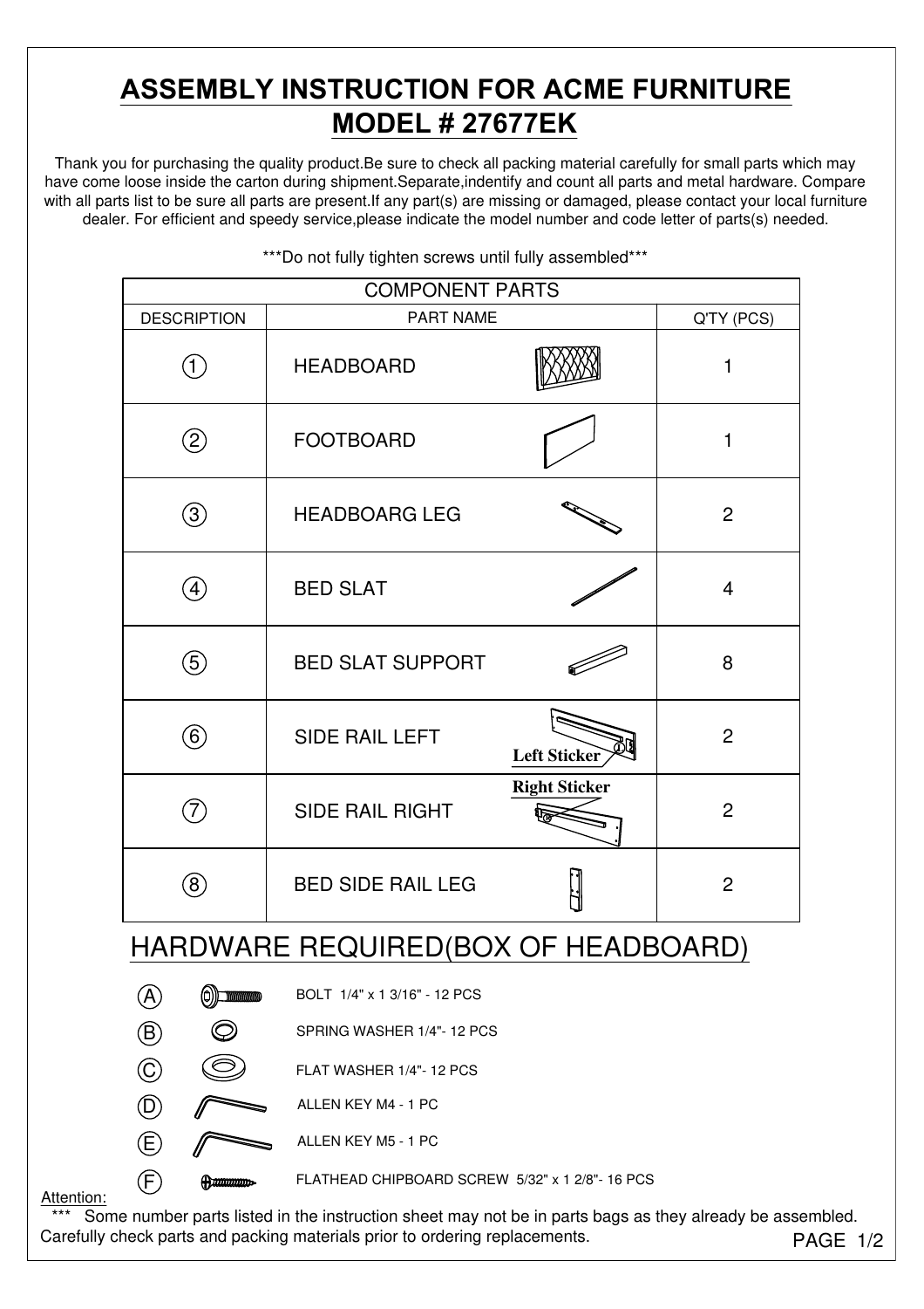# ASSEMBLY INSTRUCTION FOR ACME FURNITURE

## MODEL # 27677EK

Thank you for purchasing the quality product.Be sure to check all packing material carefully for small parts which may have come loose inside the carton during shipment.Separate,indentify and count all parts and metal hardware. Compare with all parts list to be sure all parts are present.If any part(s) are missing or damaged, please contact your local furniture dealer. For efficient and speedy service,please indicate the model number and code letter of parts(s) needed.

***Do not fully tighten screws until fully assembled***

| COMPONENT PARTS | | |
|---|---|---|
| DESCRIPTION | PART NAME | Q'TY (PCS) |
| ① | HEADBOARD | 1 |
| ② | FOOTBOARD | 1 |
| ③ | HEADBOARG LEG | 2 |
| ④ | BED SLAT | 4 |
| ⑤ | BED SLAT SUPPORT | 8 |
| ⑥ | SIDE RAIL LEFT (Left Sticker) | 2 |
| ⑦ | SIDE RAIL RIGHT (Right Sticker) | 2 |
| ⑧ | BED SIDE RAIL LEG | 2 |

## HARDWARE REQUIRED(BOX OF HEADBOARD)

- Ⓐ BOLT 1/4" x 1 3/16" - 12 PCS
- Ⓑ SPRING WASHER 1/4"- 12 PCS
- Ⓒ FLAT WASHER 1/4"- 12 PCS
- Ⓓ ALLEN KEY M4 - 1 PC
- Ⓔ ALLEN KEY M5 - 1 PC
- Ⓕ FLATHEAD CHIPBOARD SCREW 5/32" x 1 2/8"- 16 PCS

Attention:

*** Some number parts listed in the instruction sheet may not be in parts bags as they already be assembled. Carefully check parts and packing materials prior to ordering replacements.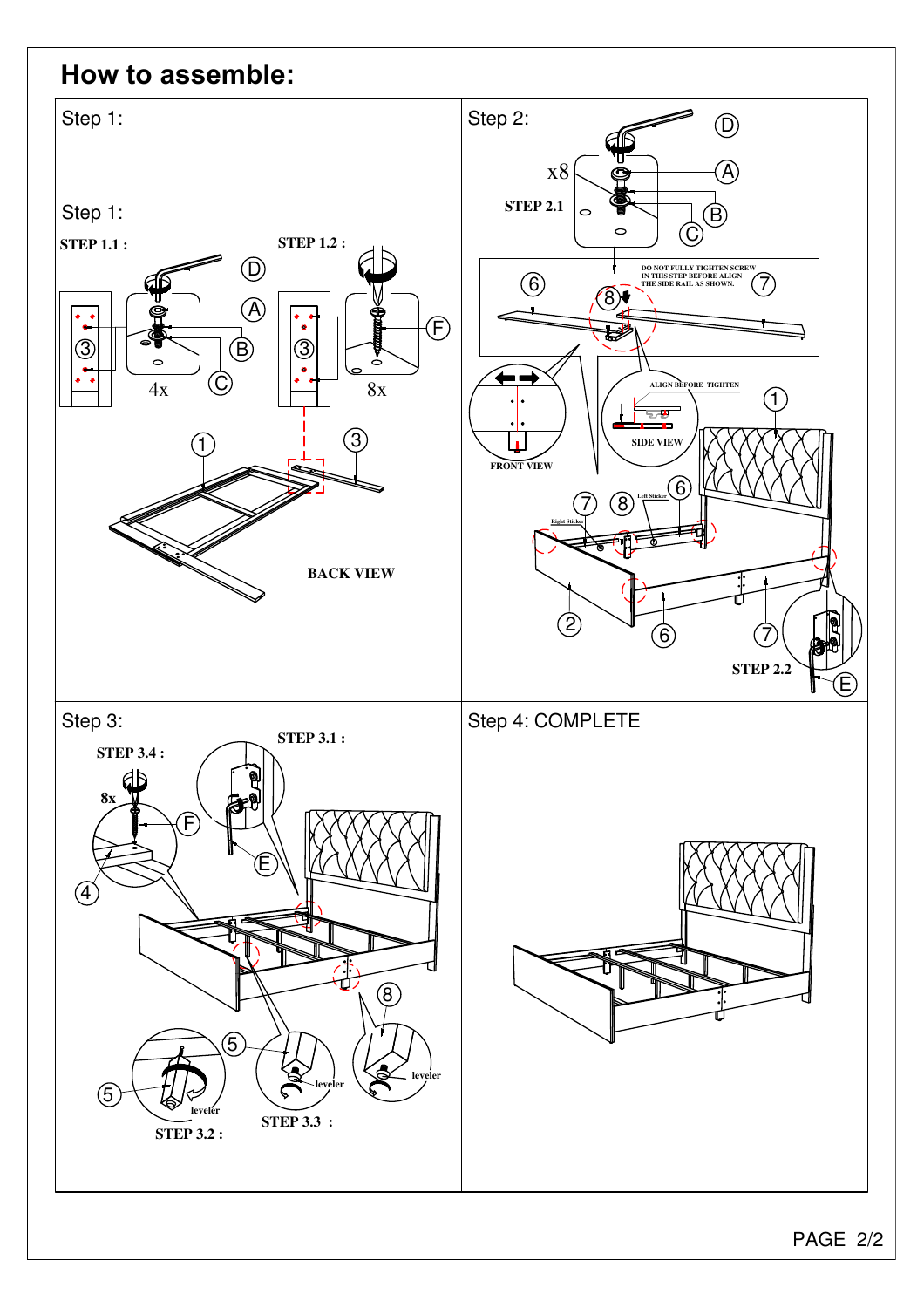# How to assemble:

## Step 1:

## Step 1:

**STEP 1.1 :**

4x

**STEP 1.2 :**

8x

**BACK VIEW**

## Step 2:

x8

**STEP 2.1**

DO NOT FULLY TIGHTEN SCREW IN THIS STEP BEFORE ALIGN THE SIDE RAIL AS SHOWN.

FRONT VIEW

ALIGN BEFORE TIGHTEN

SIDE VIEW

Right Sticker

Left Sticker

**STEP 2.2**

## Step 3:

**STEP 3.4 :**

8x

**STEP 3.1 :**

leveler

**STEP 3.2 :**

leveler

**STEP 3.3 :**

leveler

## Step 4: COMPLETE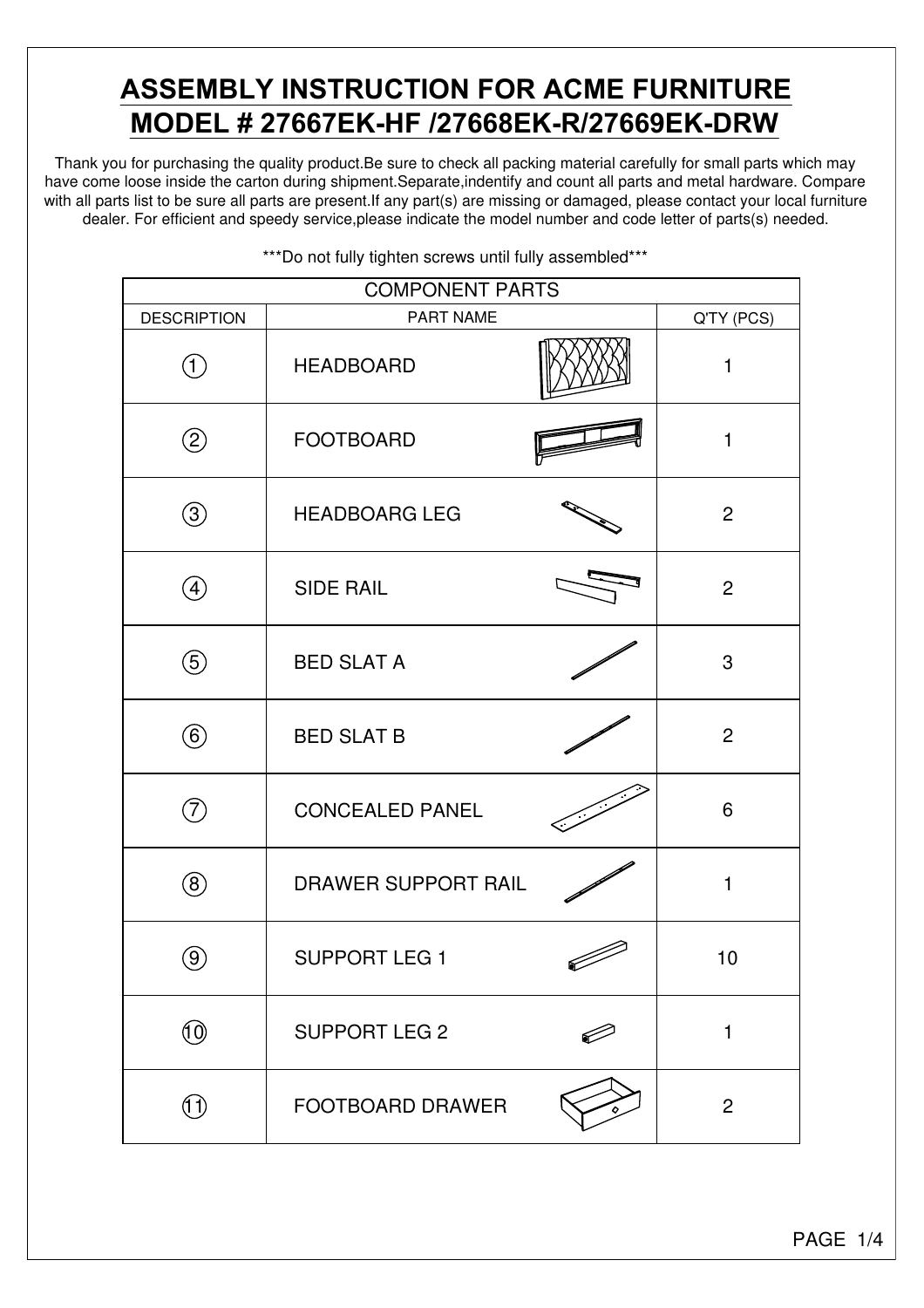# ASSEMBLY INSTRUCTION FOR ACME FURNITURE
# MODEL # 27667EK-HF /27668EK-R/27669EK-DRW

Thank you for purchasing the quality product.Be sure to check all packing material carefully for small parts which may have come loose inside the carton during shipment.Separate,indentify and count all parts and metal hardware. Compare with all parts list to be sure all parts are present.If any part(s) are missing or damaged, please contact your local furniture dealer. For efficient and speedy service,please indicate the model number and code letter of parts(s) needed.

***Do not fully tighten screws until fully assembled***

| COMPONENT PARTS | | |
|---|---|---|
| DESCRIPTION | PART NAME | Q'TY (PCS) |
| ① | HEADBOARD | 1 |
| ② | FOOTBOARD | 1 |
| ③ | HEADBOARG LEG | 2 |
| ④ | SIDE RAIL | 2 |
| ⑤ | BED SLAT A | 3 |
| ⑥ | BED SLAT B | 2 |
| ⑦ | CONCEALED PANEL | 6 |
| ⑧ | DRAWER SUPPORT RAIL | 1 |
| ⑨ | SUPPORT LEG 1 | 10 |
| ⑩ | SUPPORT LEG 2 | 1 |
| ⑪ | FOOTBOARD DRAWER | 2 |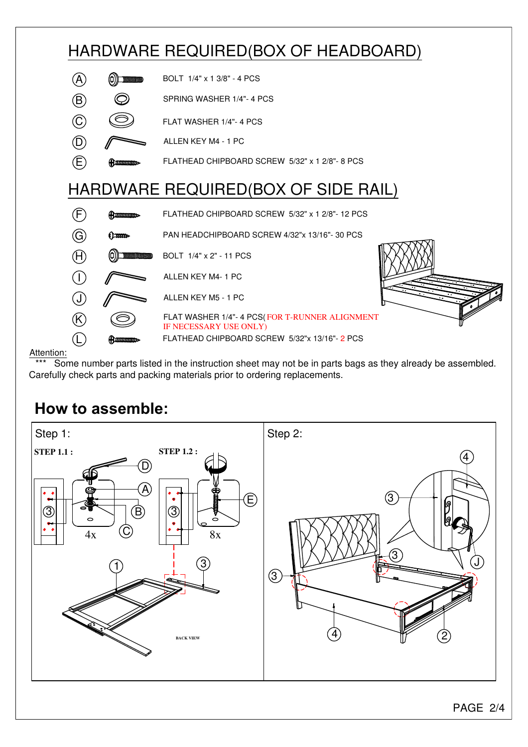# HARDWARE REQUIRED(BOX OF HEADBOARD)

| | |
|---|---|
| A | BOLT 1/4" x 1 3/8" - 4 PCS |
| B | SPRING WASHER 1/4"- 4 PCS |
| C | FLAT WASHER 1/4"- 4 PCS |
| D | ALLEN KEY M4 - 1 PC |
| E | FLATHEAD CHIPBOARD SCREW 5/32" x 1 2/8"- 8 PCS |

# HARDWARE REQUIRED(BOX OF SIDE RAIL)

| | |
|---|---|
| F | FLATHEAD CHIPBOARD SCREW 5/32" x 1 2/8"- 12 PCS |
| G | PAN HEADCHIPBOARD SCREW 4/32"x 13/16"- 30 PCS |
| H | BOLT 1/4" x 2" - 11 PCS |
| I | ALLEN KEY M4- 1 PC |
| J | ALLEN KEY M5 - 1 PC |
| K | FLAT WASHER 1/4"- 4 PCS( FOR T-RUNNER ALIGNMENT IF NECESSARY USE ONLY) |
| L | FLATHEAD CHIPBOARD SCREW 5/32"x 13/16"- 2 PCS |

Attention:
*** Some number parts listed in the instruction sheet may not be in parts bags as they already be assembled. Carefully check parts and packing materials prior to ordering replacements.

## How to assemble:

Step 1:

**STEP 1.1 :** D, A, B, C, 3, 4x

**STEP 1.2 :** E, 3, 8x

1, 3, BACK VIEW

Step 2:

3, 4, J, 2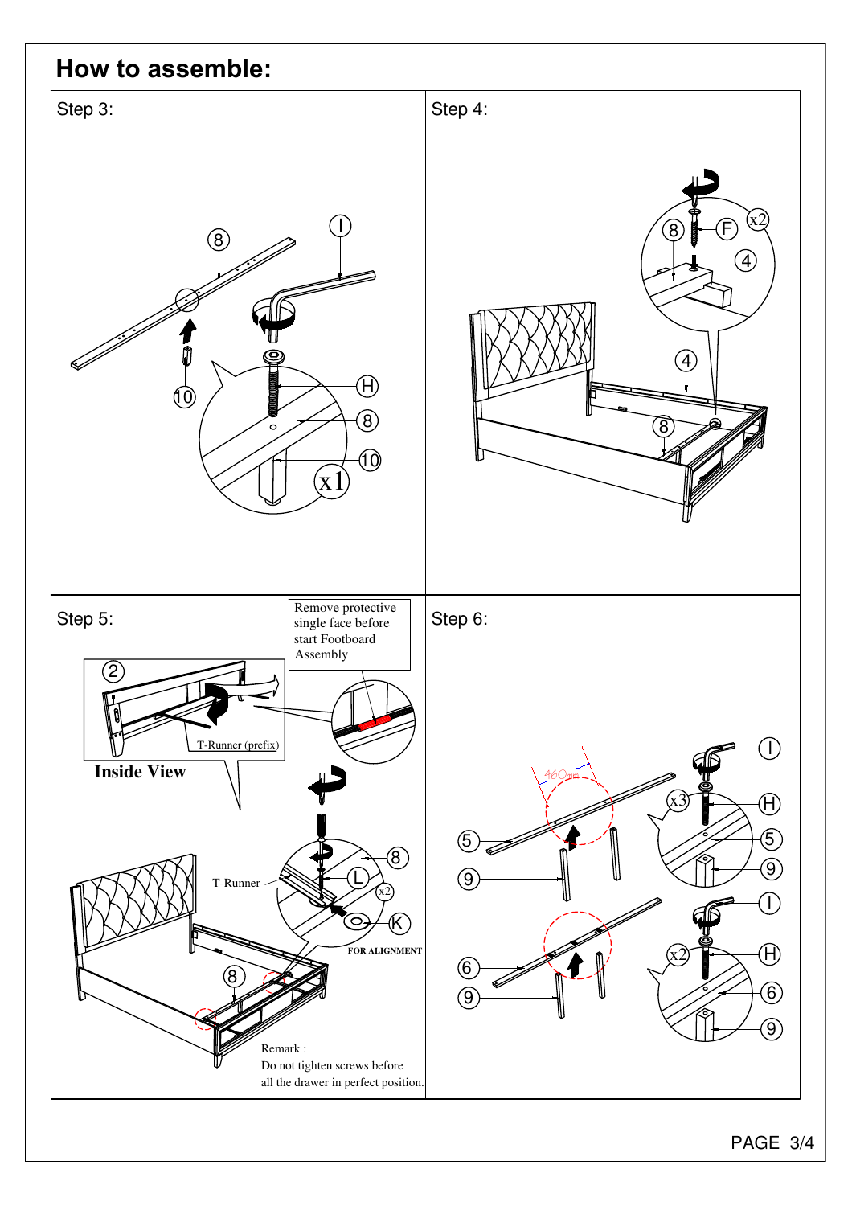# How to assemble:

## Step 3:

## Step 4:

## Step 5:

Remove protective single face before start Footboard Assembly

T-Runner (prefix)

**Inside View**

T-Runner

FOR ALIGNMENT

Remark : Do not tighten screws before all the drawer in perfect position.

## Step 6:

460mm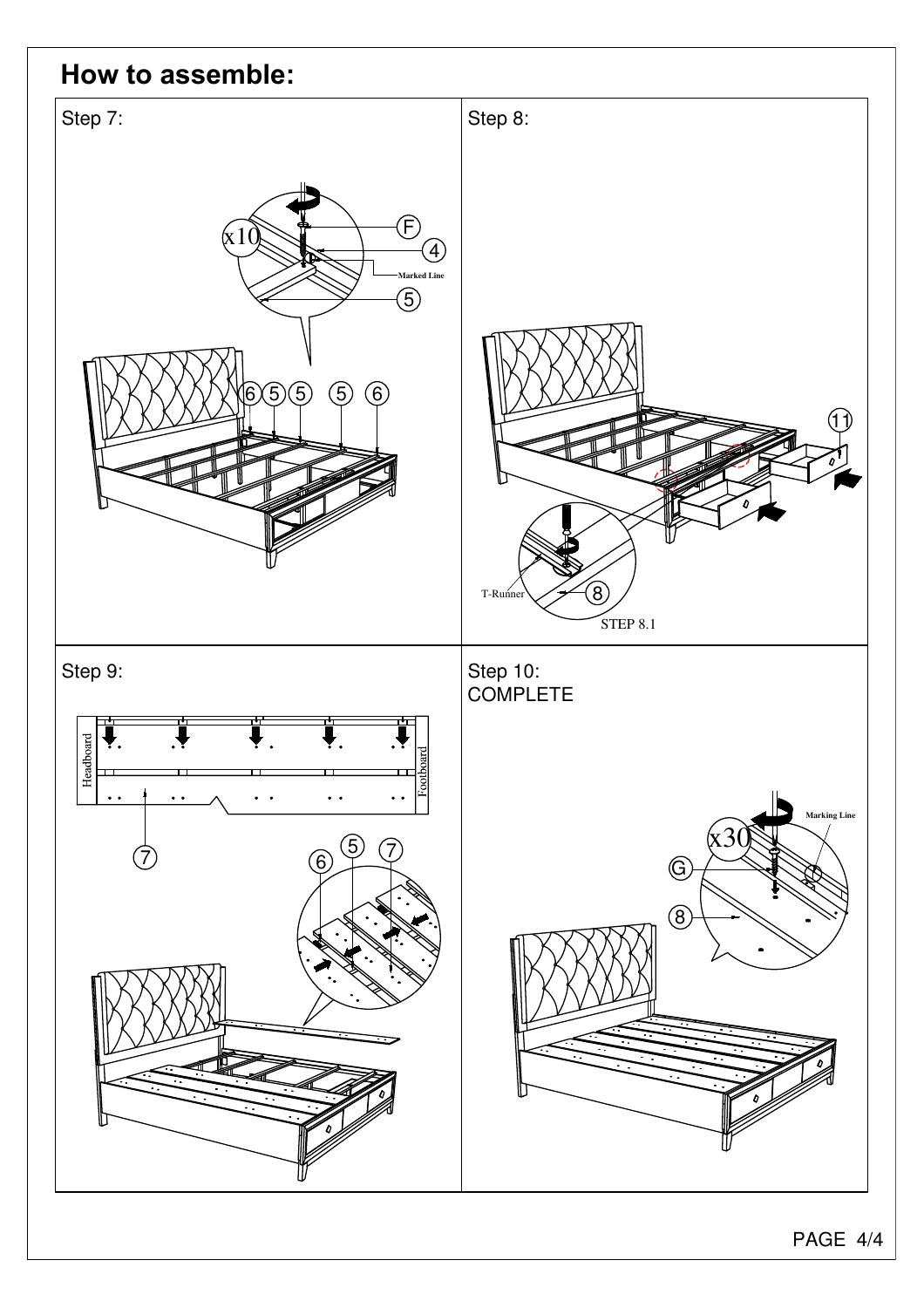# How to assemble:

Step 7:

x10

F

4

Marked Line

5

6 5 5 5 6

Step 8:

11

T-Runner

8

STEP 8.1

Step 9:

Headboard

Footboard

7

6 5 7

Step 10:
COMPLETE

Marking Line

x30

G

8